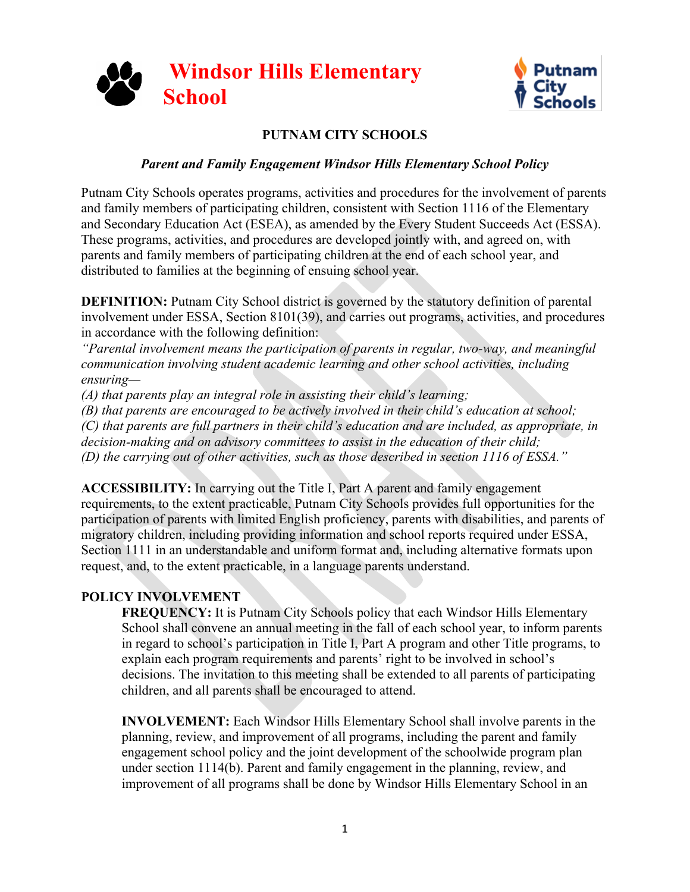# Windsor Hills Elementary School

Putnam City Schools

## PUTNAM CITY SCHOOLS

### *Parent and Family Engagement Windsor Hills Elementary School Policy*

Putnam City Schools operates programs, activities and procedures for the involvement of parents and family members of participating children, consistent with Section 1116 of the Elementary and Secondary Education Act (ESEA), as amended by the Every Student Succeeds Act (ESSA). These programs, activities, and procedures are developed jointly with, and agreed on, with parents and family members of participating children at the end of each school year, and distributed to families at the beginning of ensuing school year.

**DEFINITION:** Putnam City School district is governed by the statutory definition of parental involvement under ESSA, Section 8101(39), and carries out programs, activities, and procedures in accordance with the following definition:

*"Parental involvement means the participation of parents in regular, two-way, and meaningful communication involving student academic learning and other school activities, including ensuring—*

*(A) that parents play an integral role in assisting their child's learning;*

*(B) that parents are encouraged to be actively involved in their child's education at school;*

*(C) that parents are full partners in their child's education and are included, as appropriate, in decision-making and on advisory committees to assist in the education of their child;*

*(D) the carrying out of other activities, such as those described in section 1116 of ESSA."*

**ACCESSIBILITY:** In carrying out the Title I, Part A parent and family engagement requirements, to the extent practicable, Putnam City Schools provides full opportunities for the participation of parents with limited English proficiency, parents with disabilities, and parents of migratory children, including providing information and school reports required under ESSA, Section 1111 in an understandable and uniform format and, including alternative formats upon request, and, to the extent practicable, in a language parents understand.

**POLICY INVOLVEMENT**

**FREQUENCY:** It is Putnam City Schools policy that each Windsor Hills Elementary School shall convene an annual meeting in the fall of each school year, to inform parents in regard to school's participation in Title I, Part A program and other Title programs, to explain each program requirements and parents' right to be involved in school's decisions. The invitation to this meeting shall be extended to all parents of participating children, and all parents shall be encouraged to attend.

**INVOLVEMENT:** Each Windsor Hills Elementary School shall involve parents in the planning, review, and improvement of all programs, including the parent and family engagement school policy and the joint development of the schoolwide program plan under section 1114(b). Parent and family engagement in the planning, review, and improvement of all programs shall be done by Windsor Hills Elementary School in an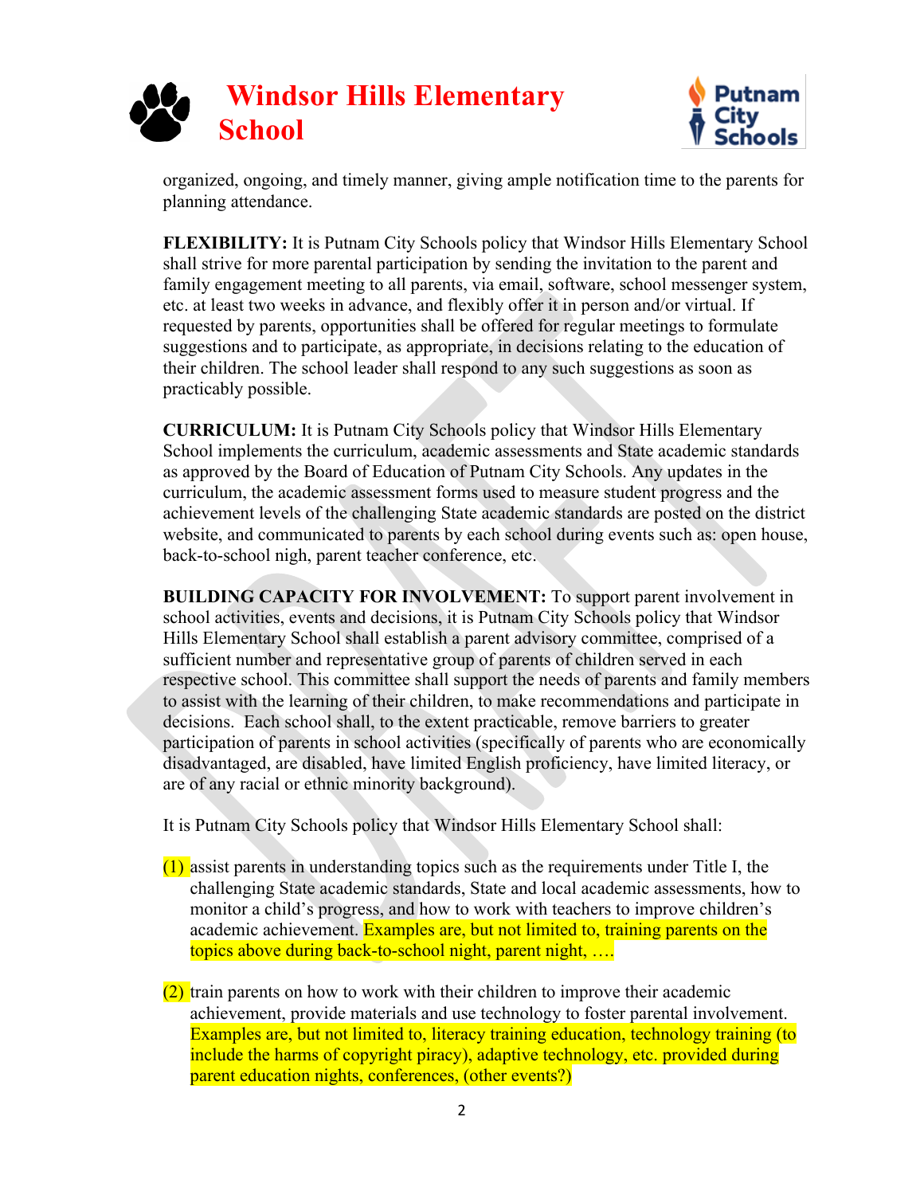organized, ongoing, and timely manner, giving ample notification time to the parents for planning attendance.

**FLEXIBILITY:** It is Putnam City Schools policy that Windsor Hills Elementary School shall strive for more parental participation by sending the invitation to the parent and family engagement meeting to all parents, via email, software, school messenger system, etc. at least two weeks in advance, and flexibly offer it in person and/or virtual. If requested by parents, opportunities shall be offered for regular meetings to formulate suggestions and to participate, as appropriate, in decisions relating to the education of their children. The school leader shall respond to any such suggestions as soon as practicably possible.

**CURRICULUM:** It is Putnam City Schools policy that Windsor Hills Elementary School implements the curriculum, academic assessments and State academic standards as approved by the Board of Education of Putnam City Schools. Any updates in the curriculum, the academic assessment forms used to measure student progress and the achievement levels of the challenging State academic standards are posted on the district website, and communicated to parents by each school during events such as: open house, back-to-school nigh, parent teacher conference, etc.

**BUILDING CAPACITY FOR INVOLVEMENT:** To support parent involvement in school activities, events and decisions, it is Putnam City Schools policy that Windsor Hills Elementary School shall establish a parent advisory committee, comprised of a sufficient number and representative group of parents of children served in each respective school. This committee shall support the needs of parents and family members to assist with the learning of their children, to make recommendations and participate in decisions. Each school shall, to the extent practicable, remove barriers to greater participation of parents in school activities (specifically of parents who are economically disadvantaged, are disabled, have limited English proficiency, have limited literacy, or are of any racial or ethnic minority background).

It is Putnam City Schools policy that Windsor Hills Elementary School shall:

(1) assist parents in understanding topics such as the requirements under Title I, the challenging State academic standards, State and local academic assessments, how to monitor a child's progress, and how to work with teachers to improve children's academic achievement. Examples are, but not limited to, training parents on the topics above during back-to-school night, parent night, ….

(2) train parents on how to work with their children to improve their academic achievement, provide materials and use technology to foster parental involvement. Examples are, but not limited to, literacy training education, technology training (to include the harms of copyright piracy), adaptive technology, etc. provided during parent education nights, conferences, (other events?)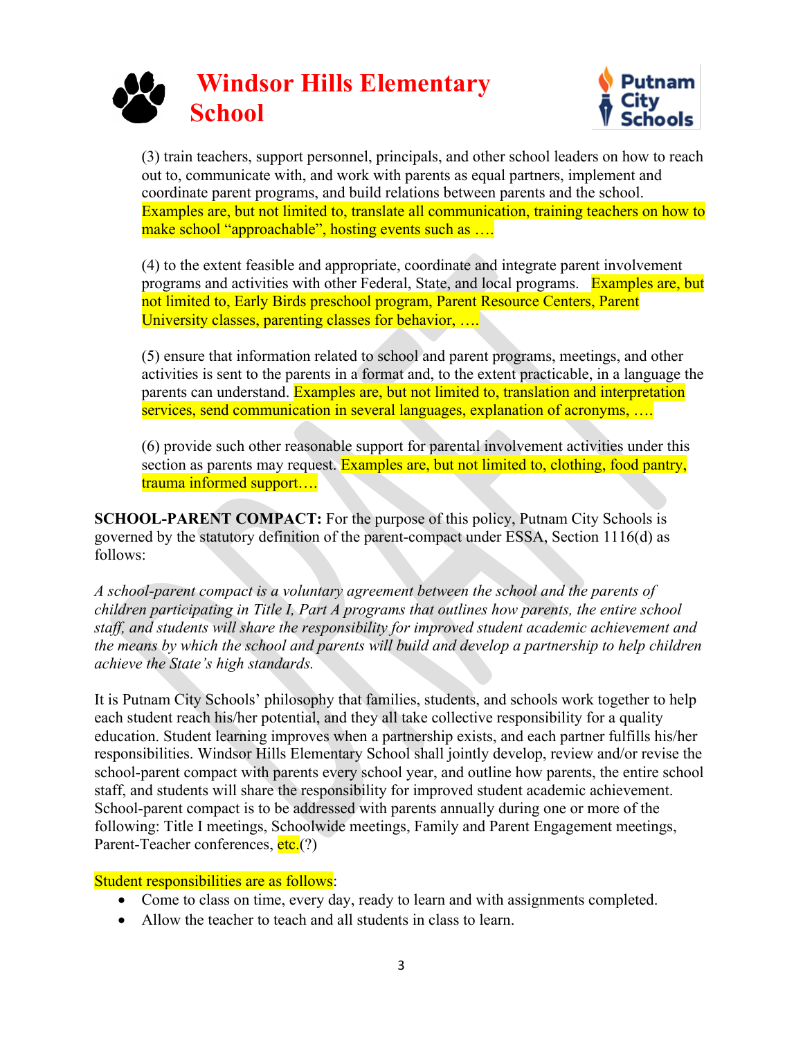(3) train teachers, support personnel, principals, and other school leaders on how to reach out to, communicate with, and work with parents as equal partners, implement and coordinate parent programs, and build relations between parents and the school. Examples are, but not limited to, translate all communication, training teachers on how to make school "approachable", hosting events such as ….

(4) to the extent feasible and appropriate, coordinate and integrate parent involvement programs and activities with other Federal, State, and local programs. Examples are, but not limited to, Early Birds preschool program, Parent Resource Centers, Parent University classes, parenting classes for behavior, ….

(5) ensure that information related to school and parent programs, meetings, and other activities is sent to the parents in a format and, to the extent practicable, in a language the parents can understand. Examples are, but not limited to, translation and interpretation services, send communication in several languages, explanation of acronyms, ….

(6) provide such other reasonable support for parental involvement activities under this section as parents may request. Examples are, but not limited to, clothing, food pantry, trauma informed support….

**SCHOOL-PARENT COMPACT:** For the purpose of this policy, Putnam City Schools is governed by the statutory definition of the parent-compact under ESSA, Section 1116(d) as follows:

*A school-parent compact is a voluntary agreement between the school and the parents of children participating in Title I, Part A programs that outlines how parents, the entire school staff, and students will share the responsibility for improved student academic achievement and the means by which the school and parents will build and develop a partnership to help children achieve the State's high standards.*

It is Putnam City Schools' philosophy that families, students, and schools work together to help each student reach his/her potential, and they all take collective responsibility for a quality education. Student learning improves when a partnership exists, and each partner fulfills his/her responsibilities. Windsor Hills Elementary School shall jointly develop, review and/or revise the school-parent compact with parents every school year, and outline how parents, the entire school staff, and students will share the responsibility for improved student academic achievement. School-parent compact is to be addressed with parents annually during one or more of the following: Title I meetings, Schoolwide meetings, Family and Parent Engagement meetings, Parent-Teacher conferences, etc.(?)

Student responsibilities are as follows:

- Come to class on time, every day, ready to learn and with assignments completed.
- Allow the teacher to teach and all students in class to learn.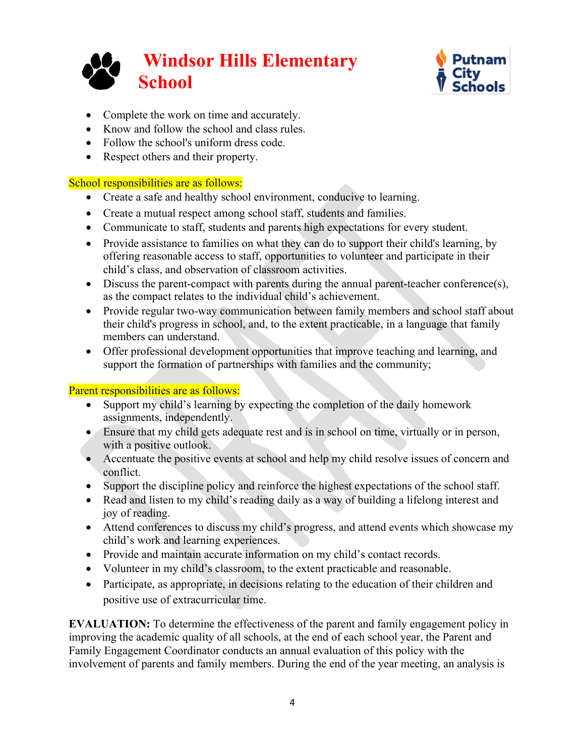- Complete the work on time and accurately.
- Know and follow the school and class rules.
- Follow the school's uniform dress code.
- Respect others and their property.

School responsibilities are as follows:

- Create a safe and healthy school environment, conducive to learning.
- Create a mutual respect among school staff, students and families.
- Communicate to staff, students and parents high expectations for every student.
- Provide assistance to families on what they can do to support their child's learning, by offering reasonable access to staff, opportunities to volunteer and participate in their child's class, and observation of classroom activities.
- Discuss the parent-compact with parents during the annual parent-teacher conference(s), as the compact relates to the individual child's achievement.
- Provide regular two-way communication between family members and school staff about their child's progress in school, and, to the extent practicable, in a language that family members can understand.
- Offer professional development opportunities that improve teaching and learning, and support the formation of partnerships with families and the community;

Parent responsibilities are as follows:

- Support my child's learning by expecting the completion of the daily homework assignments, independently.
- Ensure that my child gets adequate rest and is in school on time, virtually or in person, with a positive outlook.
- Accentuate the positive events at school and help my child resolve issues of concern and conflict.
- Support the discipline policy and reinforce the highest expectations of the school staff.
- Read and listen to my child's reading daily as a way of building a lifelong interest and joy of reading.
- Attend conferences to discuss my child's progress, and attend events which showcase my child's work and learning experiences.
- Provide and maintain accurate information on my child's contact records.
- Volunteer in my child's classroom, to the extent practicable and reasonable.
- Participate, as appropriate, in decisions relating to the education of their children and positive use of extracurricular time.

**EVALUATION:** To determine the effectiveness of the parent and family engagement policy in improving the academic quality of all schools, at the end of each school year, the Parent and Family Engagement Coordinator conducts an annual evaluation of this policy with the involvement of parents and family members. During the end of the year meeting, an analysis is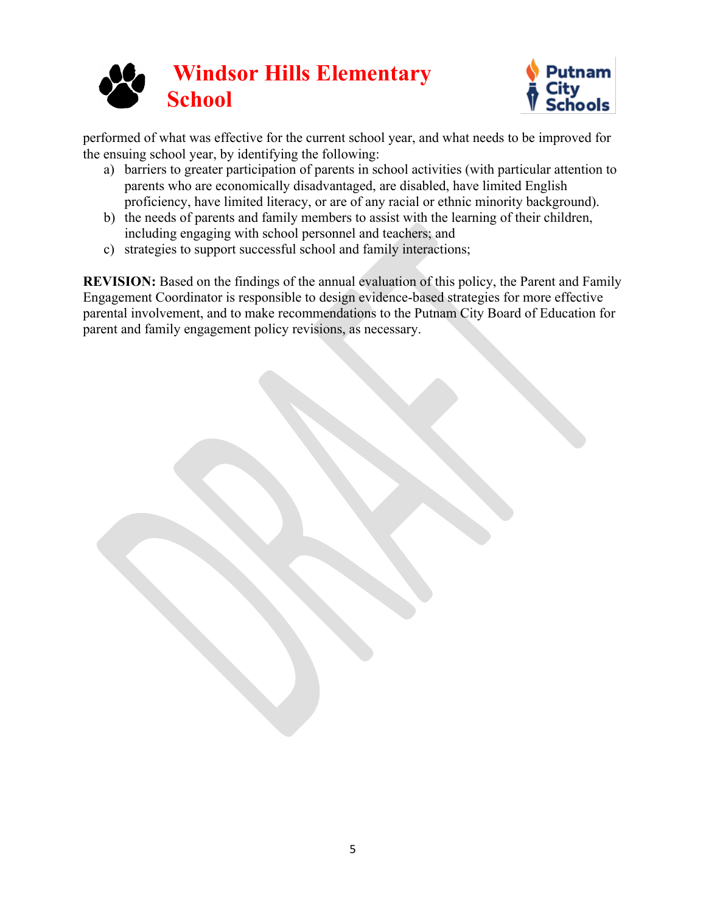performed of what was effective for the current school year, and what needs to be improved for the ensuing school year, by identifying the following:

a) barriers to greater participation of parents in school activities (with particular attention to parents who are economically disadvantaged, are disabled, have limited English proficiency, have limited literacy, or are of any racial or ethnic minority background).
b) the needs of parents and family members to assist with the learning of their children, including engaging with school personnel and teachers; and
c) strategies to support successful school and family interactions;

**REVISION:** Based on the findings of the annual evaluation of this policy, the Parent and Family Engagement Coordinator is responsible to design evidence-based strategies for more effective parental involvement, and to make recommendations to the Putnam City Board of Education for parent and family engagement policy revisions, as necessary.